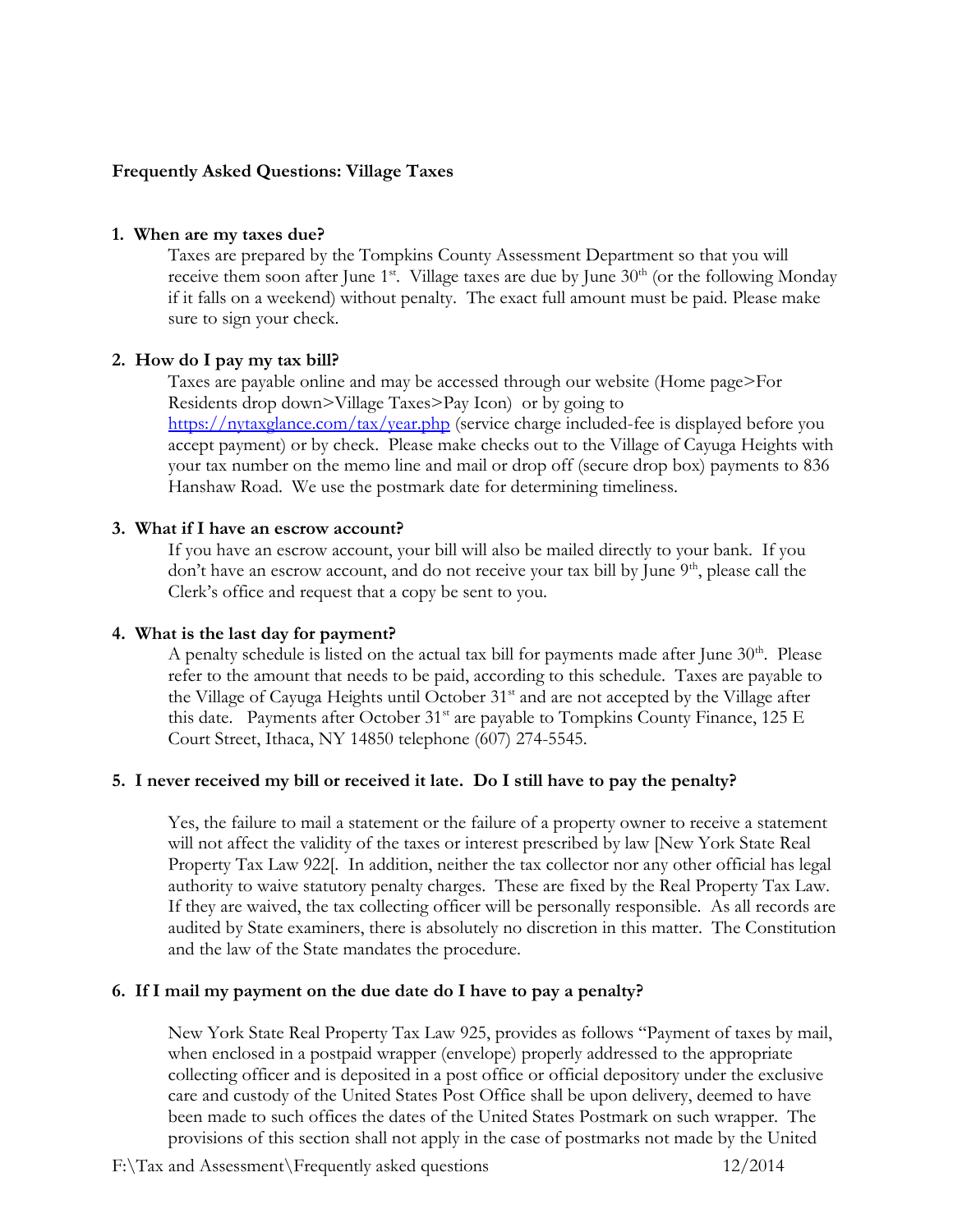**Frequently Asked Questions: Village Taxes**

1. **When are my taxes due?**

   Taxes are prepared by the Tompkins County Assessment Department so that you will receive them soon after June 1st. Village taxes are due by June 30th (or the following Monday if it falls on a weekend) without penalty. The exact full amount must be paid. Please make sure to sign your check.

2. **How do I pay my tax bill?**

   Taxes are payable online and may be accessed through our website (Home page>For Residents drop down>Village Taxes>Pay Icon) or by going to [https://nytaxglance.com/tax/year.php](https://nytaxglance.com/tax/year.php) (service charge included-fee is displayed before you accept payment) or by check. Please make checks out to the Village of Cayuga Heights with your tax number on the memo line and mail or drop off (secure drop box) payments to 836 Hanshaw Road. We use the postmark date for determining timeliness.

3. **What if I have an escrow account?**

   If you have an escrow account, your bill will also be mailed directly to your bank. If you don't have an escrow account, and do not receive your tax bill by June 9th, please call the Clerk's office and request that a copy be sent to you.

4. **What is the last day for payment?**

   A penalty schedule is listed on the actual tax bill for payments made after June 30th. Please refer to the amount that needs to be paid, according to this schedule. Taxes are payable to the Village of Cayuga Heights until October 31st and are not accepted by the Village after this date. Payments after October 31st are payable to Tompkins County Finance, 125 E Court Street, Ithaca, NY 14850 telephone (607) 274-5545.

5. **I never received my bill or received it late. Do I still have to pay the penalty?**

   Yes, the failure to mail a statement or the failure of a property owner to receive a statement will not affect the validity of the taxes or interest prescribed by law [New York State Real Property Tax Law 922[. In addition, neither the tax collector nor any other official has legal authority to waive statutory penalty charges. These are fixed by the Real Property Tax Law. If they are waived, the tax collecting officer will be personally responsible. As all records are audited by State examiners, there is absolutely no discretion in this matter. The Constitution and the law of the State mandates the procedure.

6. **If I mail my payment on the due date do I have to pay a penalty?**

   New York State Real Property Tax Law 925, provides as follows "Payment of taxes by mail, when enclosed in a postpaid wrapper (envelope) properly addressed to the appropriate collecting officer and is deposited in a post office or official depository under the exclusive care and custody of the United States Post Office shall be upon delivery, deemed to have been made to such offices the dates of the United States Postmark on such wrapper. The provisions of this section shall not apply in the case of postmarks not made by the United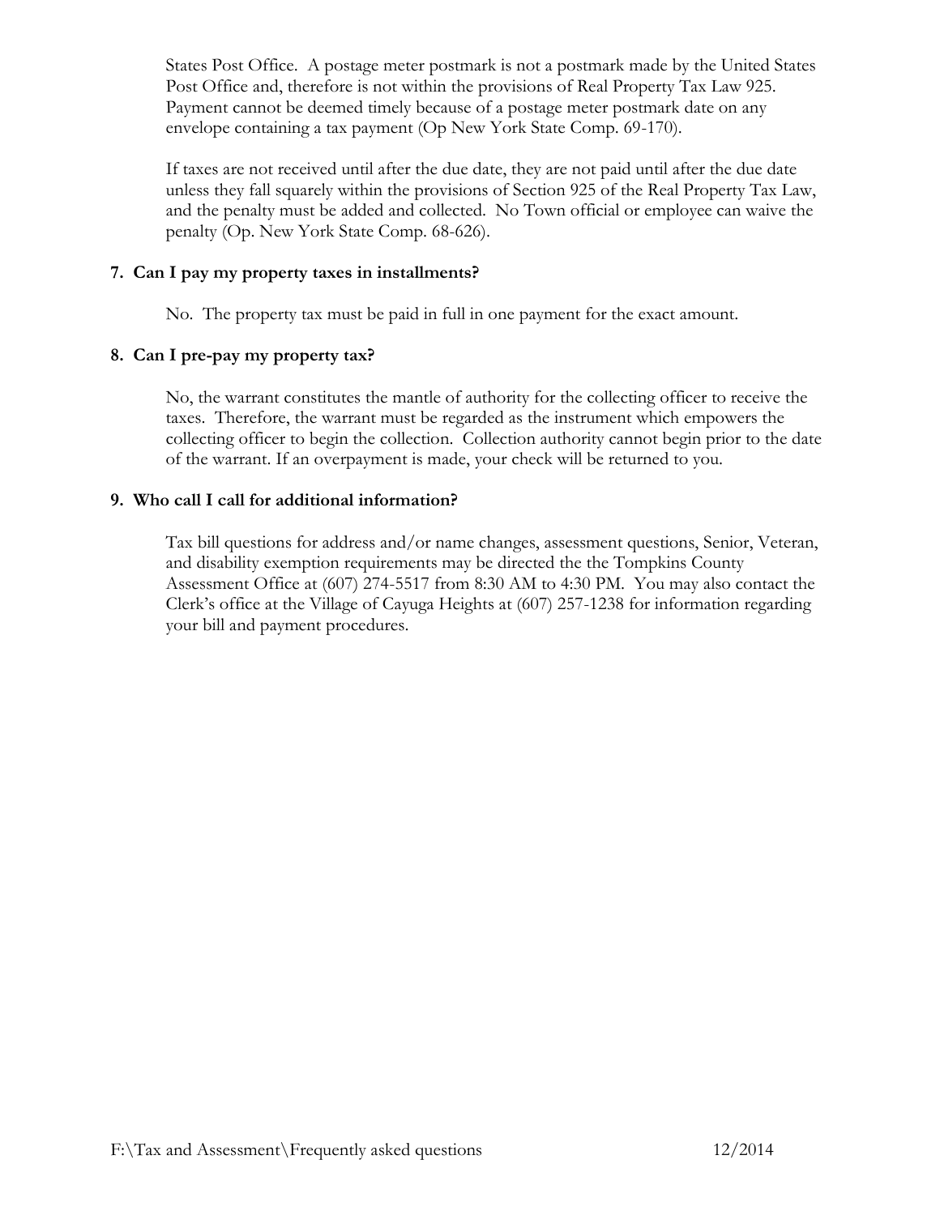States Post Office. A postage meter postmark is not a postmark made by the United States Post Office and, therefore is not within the provisions of Real Property Tax Law 925. Payment cannot be deemed timely because of a postage meter postmark date on any envelope containing a tax payment (Op New York State Comp. 69-170).

If taxes are not received until after the due date, they are not paid until after the due date unless they fall squarely within the provisions of Section 925 of the Real Property Tax Law, and the penalty must be added and collected. No Town official or employee can waive the penalty (Op. New York State Comp. 68-626).

**7. Can I pay my property taxes in installments?**

No. The property tax must be paid in full in one payment for the exact amount.

**8. Can I pre-pay my property tax?**

No, the warrant constitutes the mantle of authority for the collecting officer to receive the taxes. Therefore, the warrant must be regarded as the instrument which empowers the collecting officer to begin the collection. Collection authority cannot begin prior to the date of the warrant. If an overpayment is made, your check will be returned to you.

**9. Who call I call for additional information?**

Tax bill questions for address and/or name changes, assessment questions, Senior, Veteran, and disability exemption requirements may be directed the the Tompkins County Assessment Office at (607) 274-5517 from 8:30 AM to 4:30 PM. You may also contact the Clerk's office at the Village of Cayuga Heights at (607) 257-1238 for information regarding your bill and payment procedures.